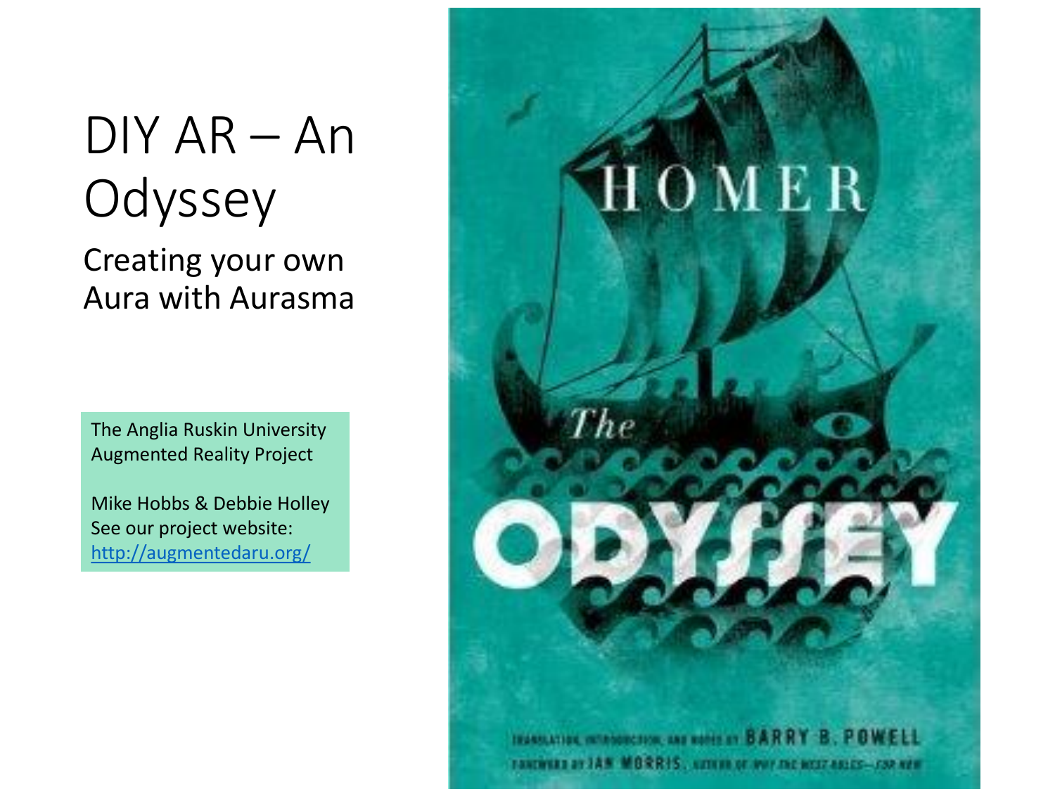# DIY AR – An Odyssey

## Creating your own Aura with Aurasma

The Anglia Ruskin University Augmented Reality Project

Mike Hobbs & Debbie Holley
See our project website:
http://augmentedaru.org/

HOMER

The ODYSSEY

TRANSLATION, INTRODUCTION, AND NOTES BY BARRY B. POWELL
FOREWORD BY IAN MORRIS, AUTHOR OF WHY THE WEST RULES—FOR NOW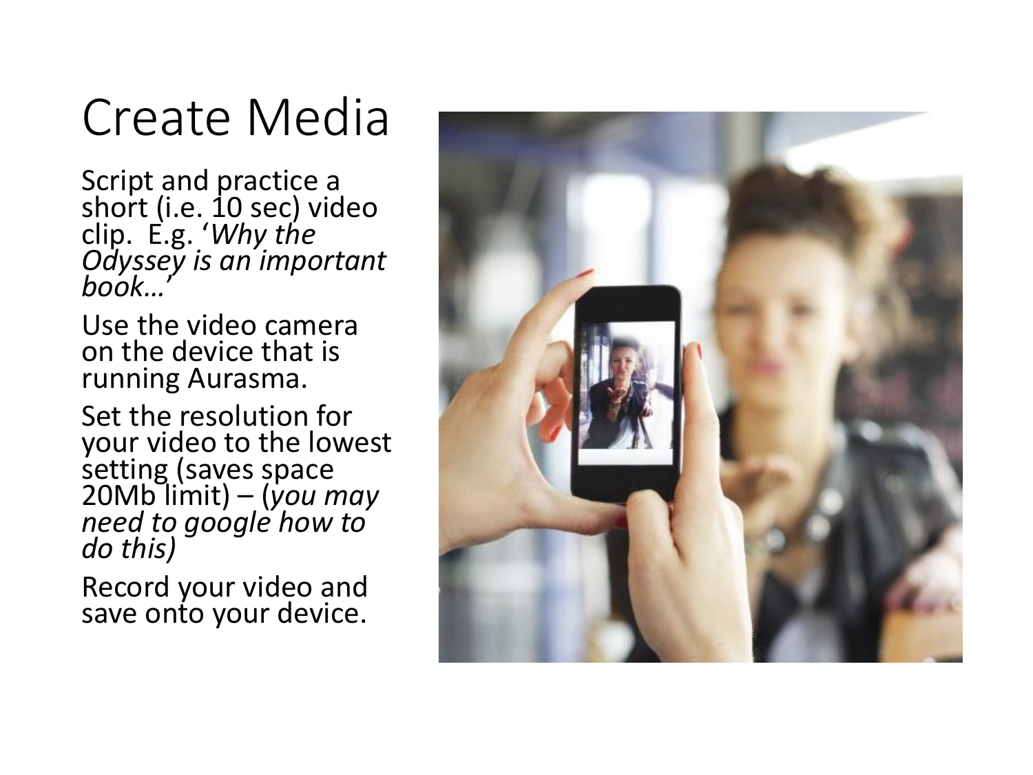# Create Media

Script and practice a short (i.e. 10 sec) video clip. E.g. '*Why the Odyssey is an important book…*'

Use the video camera on the device that is running Aurasma.

Set the resolution for your video to the lowest setting (saves space 20Mb limit) – (*you may need to google how to do this)*

Record your video and save onto your device.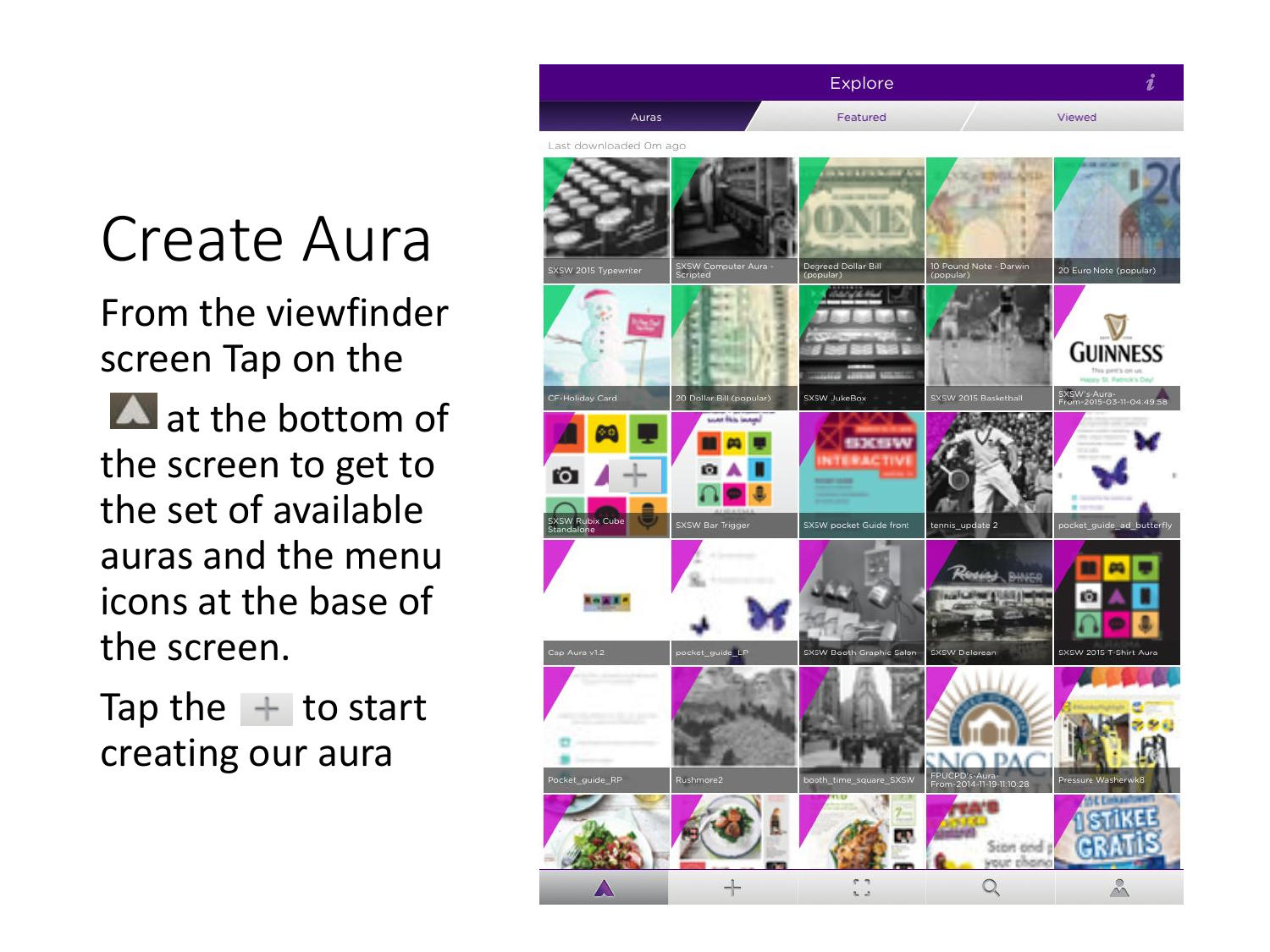# Create Aura

From the viewfinder screen Tap on the at the bottom of the screen to get to the set of available auras and the menu icons at the base of the screen.

Tap the to start creating our aura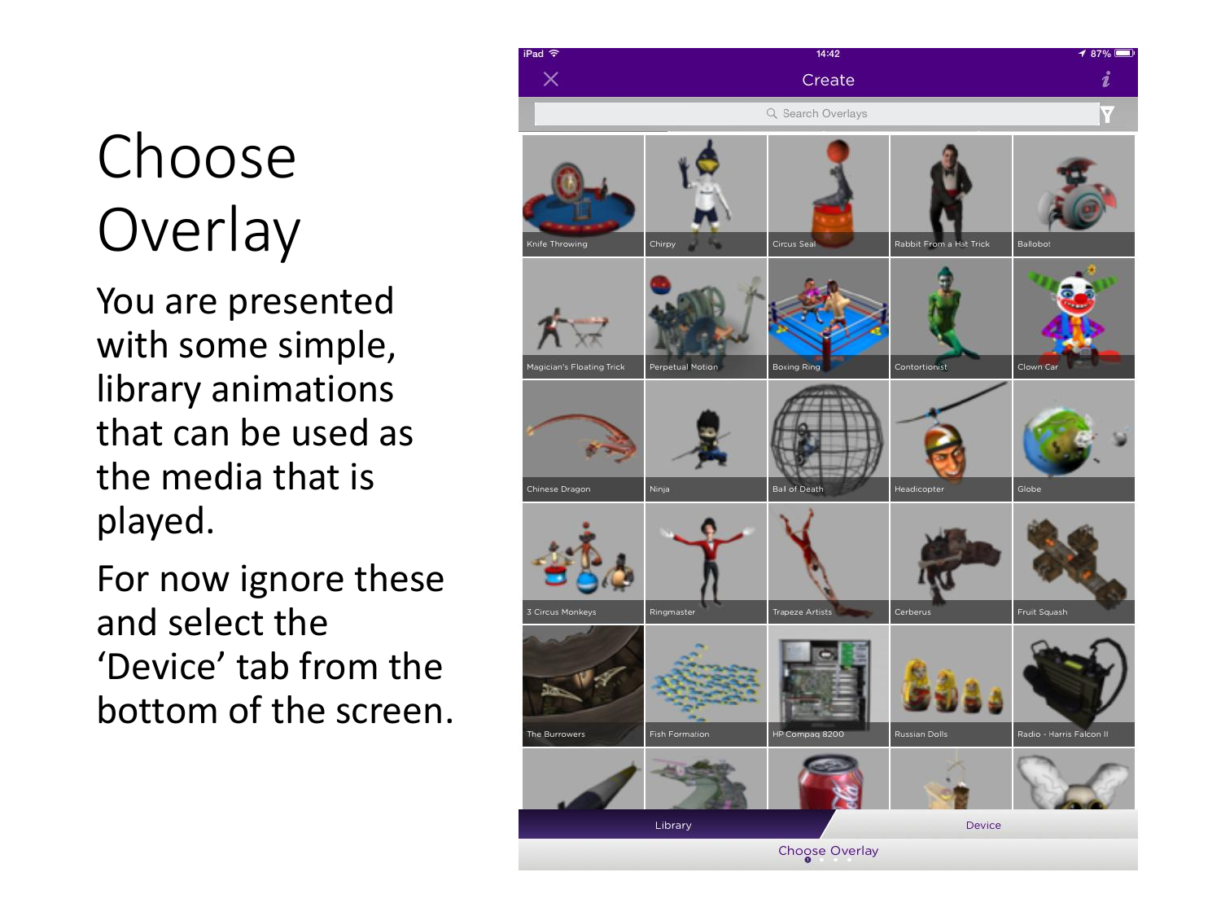# Choose Overlay

You are presented with some simple, library animations that can be used as the media that is played.

For now ignore these and select the 'Device' tab from the bottom of the screen.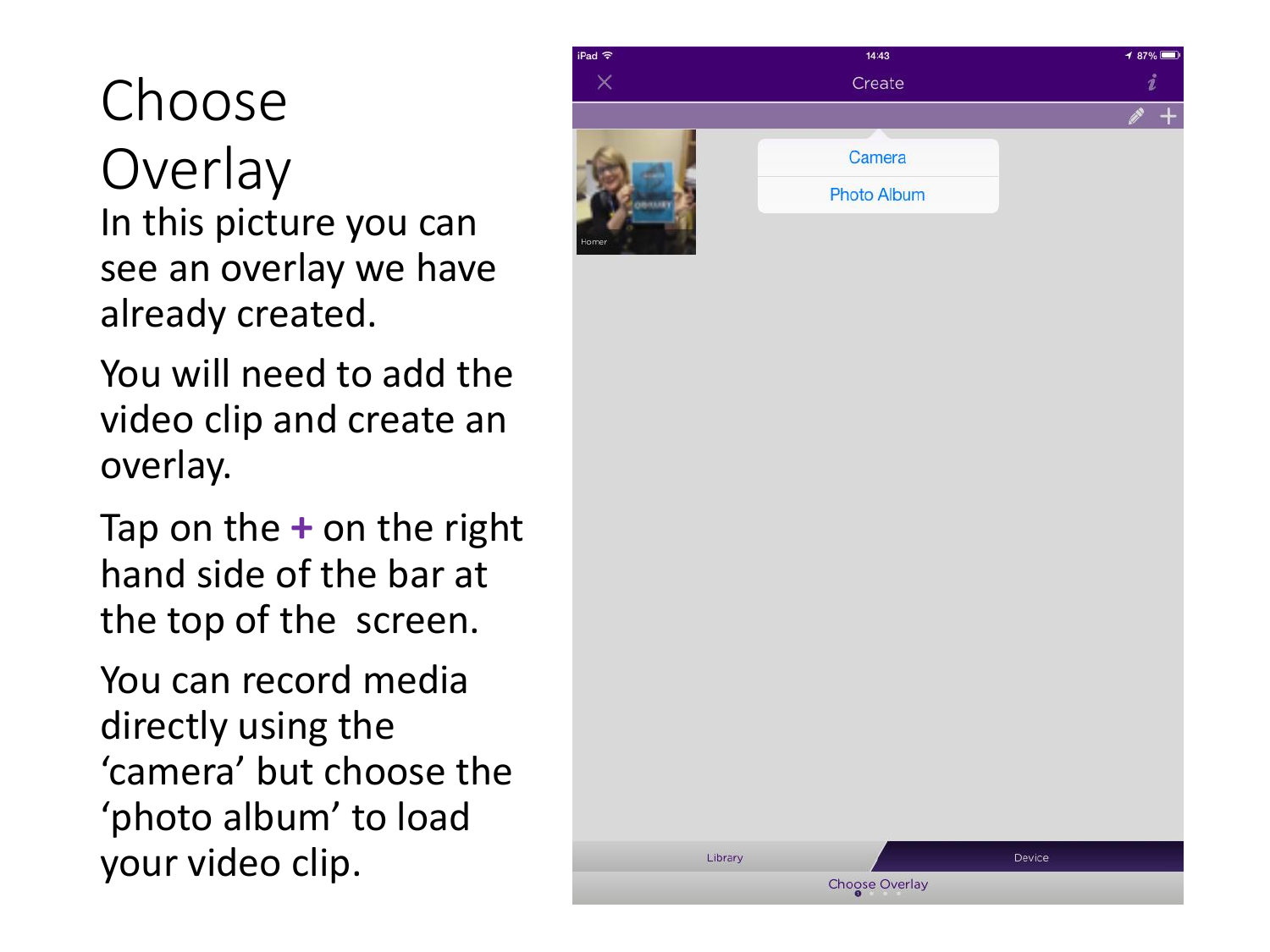# Choose Overlay

In this picture you can see an overlay we have already created.

You will need to add the video clip and create an overlay.

Tap on the **+** on the right hand side of the bar at the top of the screen.

You can record media directly using the 'camera' but choose the 'photo album' to load your video clip.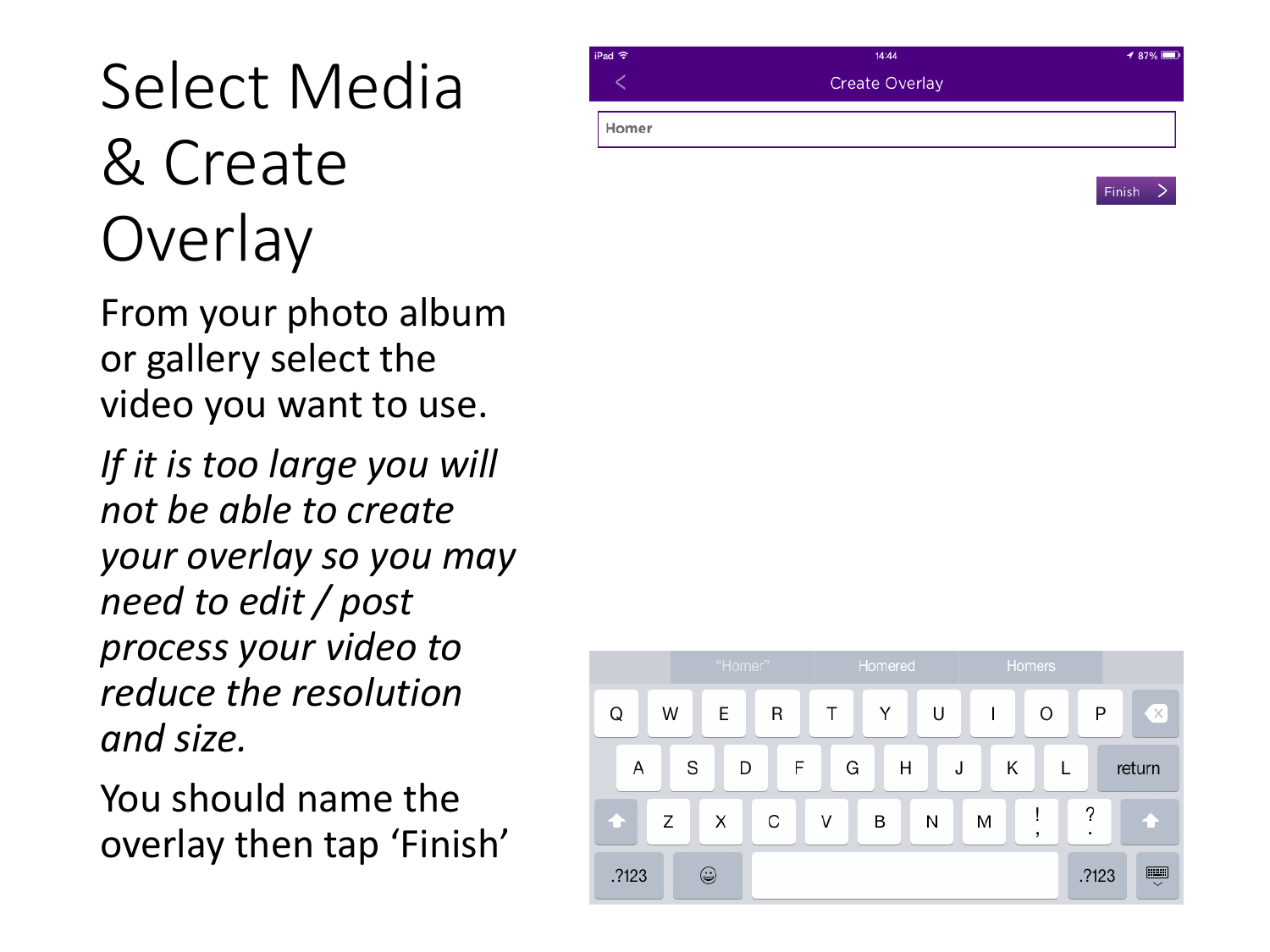# Select Media & Create Overlay

From your photo album or gallery select the video you want to use.

*If it is too large you will not be able to create your overlay so you may need to edit / post process your video to reduce the resolution and size.*

You should name the overlay then tap 'Finish'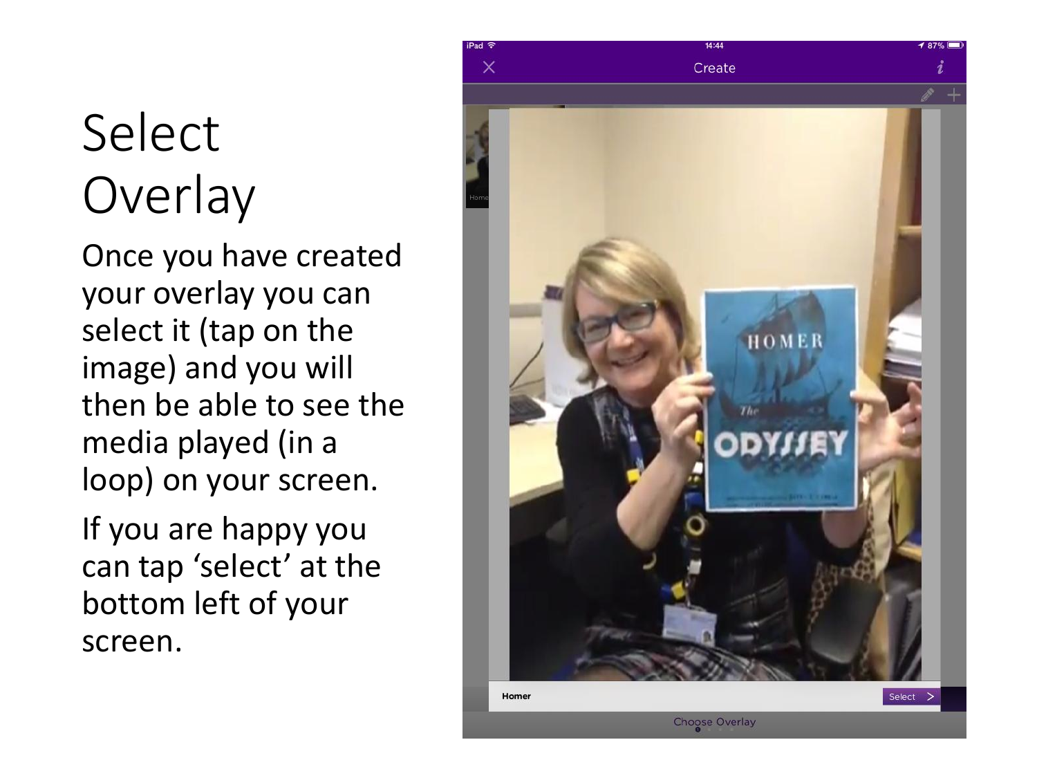# Select Overlay

Once you have created your overlay you can select it (tap on the image) and you will then be able to see the media played (in a loop) on your screen.

If you are happy you can tap 'select' at the bottom left of your screen.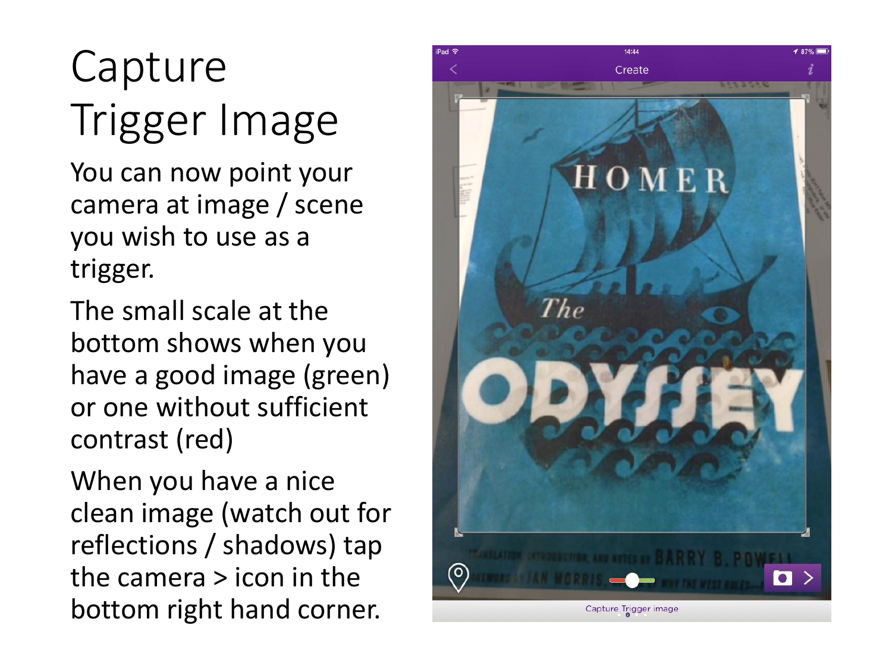# Capture Trigger Image

You can now point your camera at image / scene you wish to use as a trigger.

The small scale at the bottom shows when you have a good image (green) or one without sufficient contrast (red)

When you have a nice clean image (watch out for reflections / shadows) tap the camera > icon in the bottom right hand corner.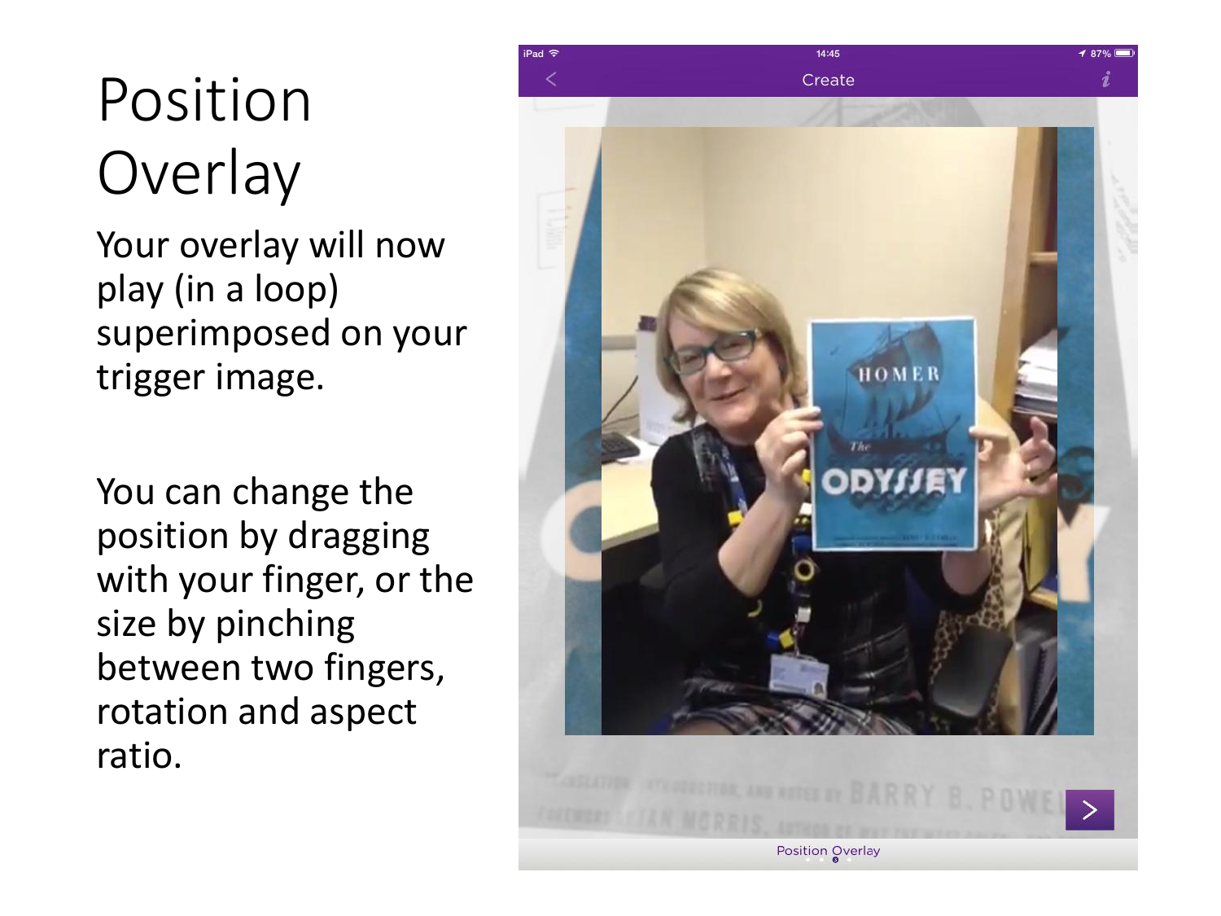# Position Overlay

Your overlay will now play (in a loop) superimposed on your trigger image.

You can change the position by dragging with your finger, or the size by pinching between two fingers, rotation and aspect ratio.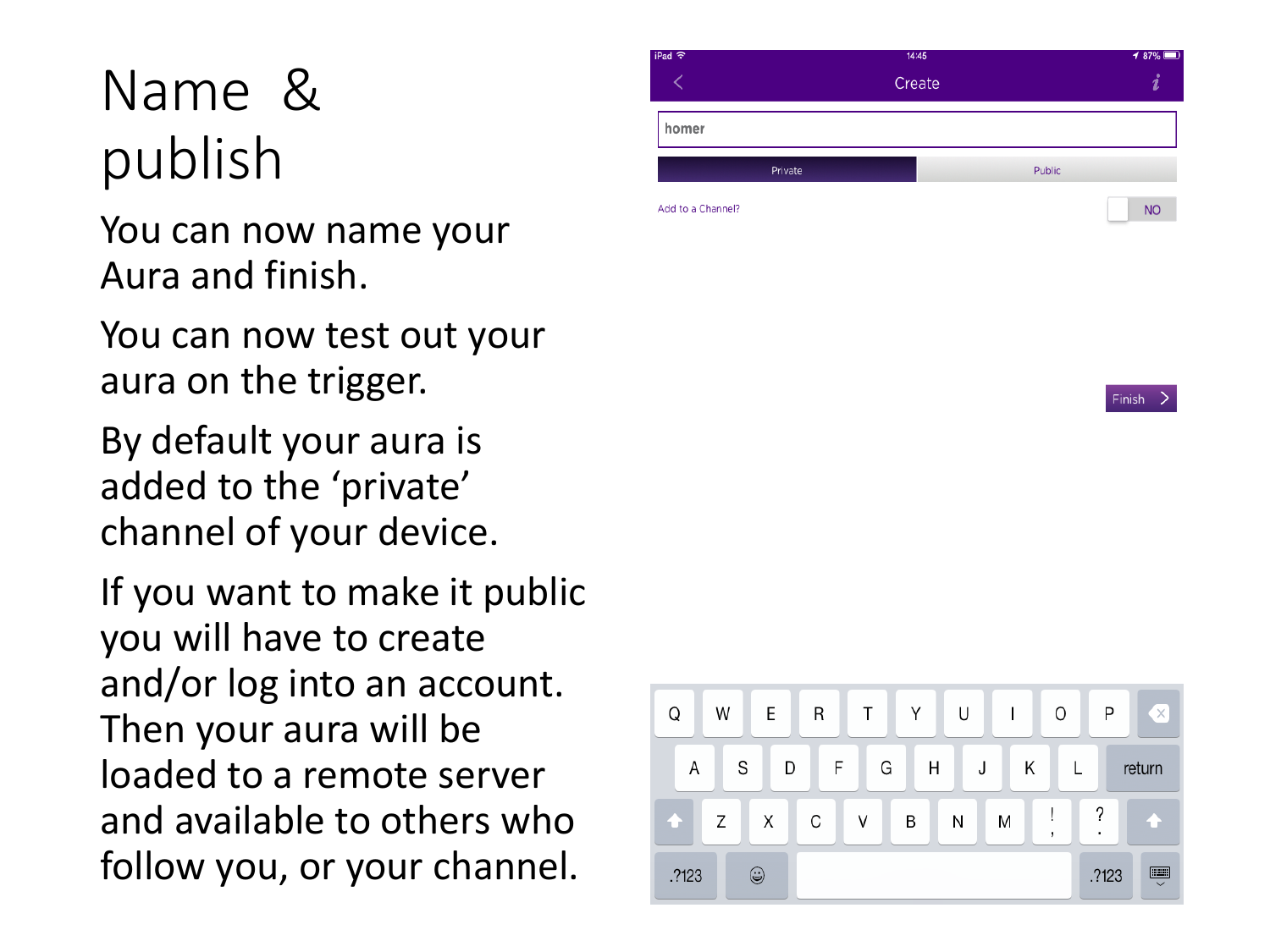# Name & publish

You can now name your Aura and finish.

You can now test out your aura on the trigger.

By default your aura is added to the 'private' channel of your device.

If you want to make it public you will have to create and/or log into an account. Then your aura will be loaded to a remote server and available to others who follow you, or your channel.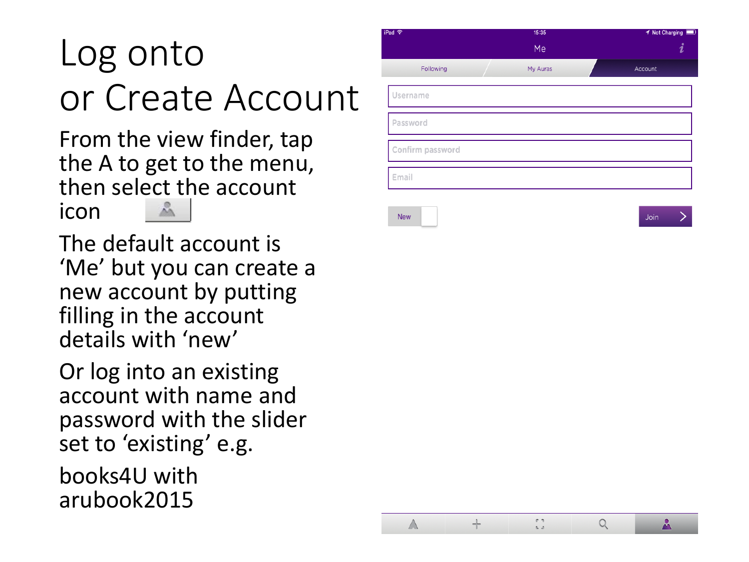# Log onto or Create Account

From the view finder, tap the A to get to the menu, then select the account icon

The default account is 'Me' but you can create a new account by putting filling in the account details with 'new'

Or log into an existing account with name and password with the slider set to 'existing' e.g.

books4U with arubook2015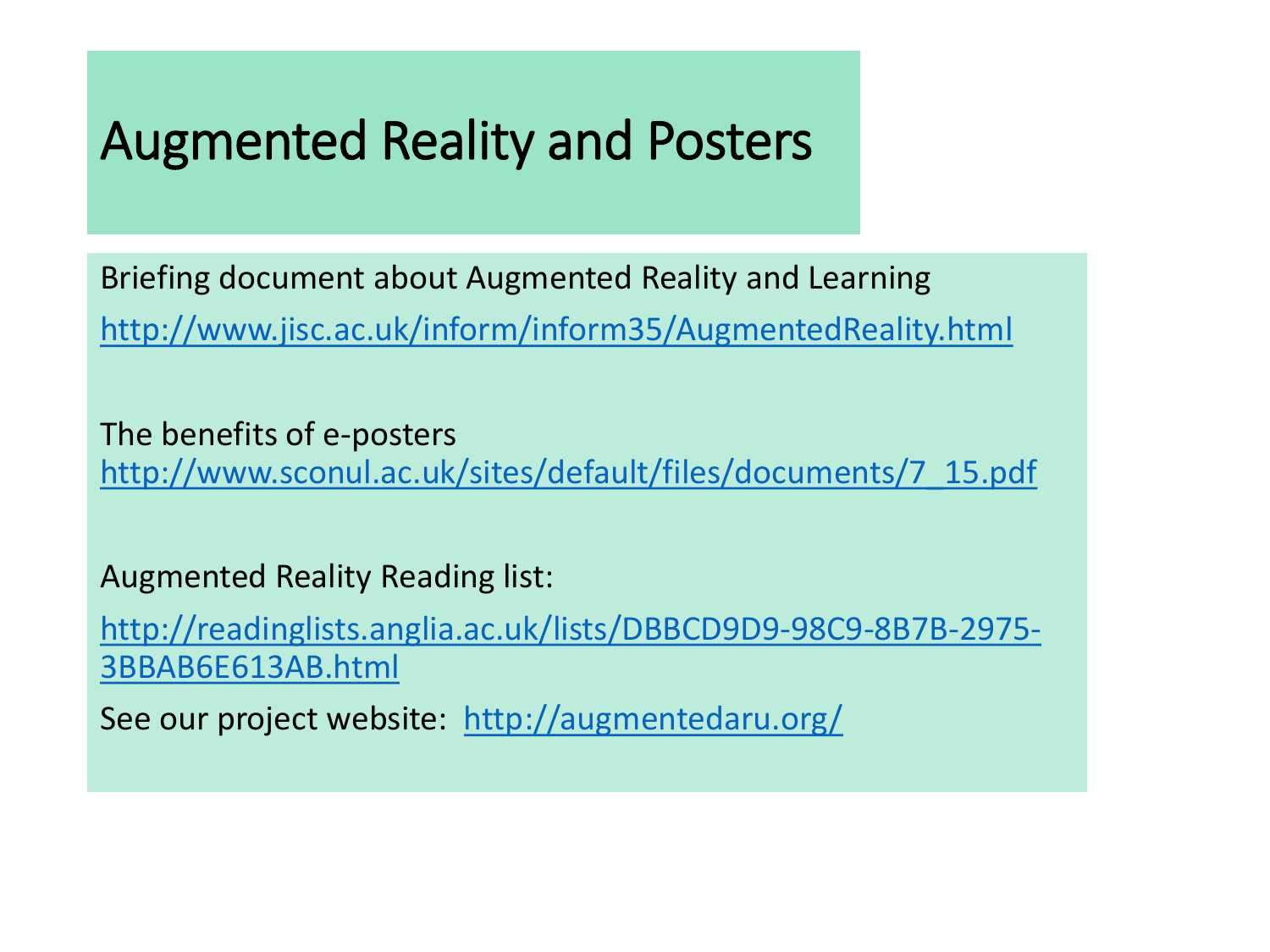# Augmented Reality and Posters

Briefing document about Augmented Reality and Learning

http://www.jisc.ac.uk/inform/inform35/AugmentedReality.html

The benefits of e-posters
http://www.sconul.ac.uk/sites/default/files/documents/7_15.pdf

Augmented Reality Reading list:

http://readinglists.anglia.ac.uk/lists/DBBCD9D9-98C9-8B7B-2975-3BBAB6E613AB.html

See our project website: http://augmentedaru.org/